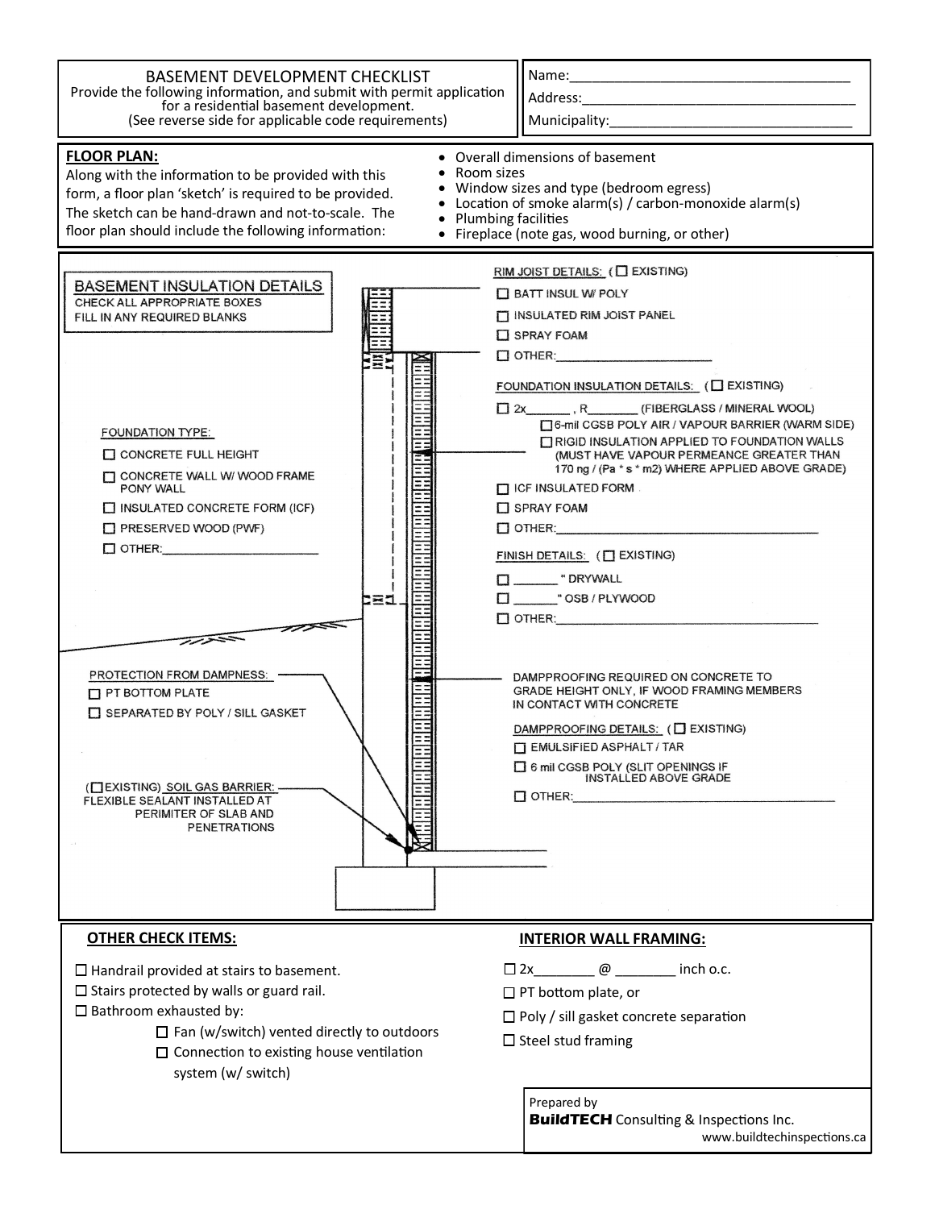# BASEMENT DEVELOPMENT CHECKLIST

Provide the following information, and submit with permit application for a residential basement development.
(See reverse side for applicable code requirements)

Name:______________________________________

Address:____________________________________

Municipality:________________________________

## FLOOR PLAN:

Along with the information to be provided with this form, a floor plan 'sketch' is required to be provided. The sketch can be hand-drawn and not-to-scale. The floor plan should include the following information:

- Overall dimensions of basement
- Room sizes
- Window sizes and type (bedroom egress)
- Location of smoke alarm(s) / carbon-monoxide alarm(s)
- Plumbing facilities
- Fireplace (note gas, wood burning, or other)

## BASEMENT INSULATION DETAILS

CHECK ALL APPROPRIATE BOXES
FILL IN ANY REQUIRED BLANKS

**FOUNDATION TYPE:**

- ☐ CONCRETE FULL HEIGHT
- ☐ CONCRETE WALL W/ WOOD FRAME PONY WALL
- ☐ INSULATED CONCRETE FORM (ICF)
- ☐ PRESERVED WOOD (PWF)
- ☐ OTHER:______________________

**RIM JOIST DETAILS:** (☐ EXISTING)

- ☐ BATT INSUL W/ POLY
- ☐ INSULATED RIM JOIST PANEL
- ☐ SPRAY FOAM
- ☐ OTHER:______________________

**FOUNDATION INSULATION DETAILS:** (☐ EXISTING)

- ☐ 2x______ , R_______ (FIBERGLASS / MINERAL WOOL)
  - ☐ 6-mil CGSB POLY AIR / VAPOUR BARRIER (WARM SIDE)
  - ☐ RIGID INSULATION APPLIED TO FOUNDATION WALLS (MUST HAVE VAPOUR PERMEANCE GREATER THAN 170 ng / (Pa * s * m2) WHERE APPLIED ABOVE GRADE)
- ☐ ICF INSULATED FORM
- ☐ SPRAY FOAM
- ☐ OTHER:______________________

**FINISH DETAILS:** (☐ EXISTING)

- ☐ ______ " DRYWALL
- ☐ ______ " OSB / PLYWOOD
- ☐ OTHER:______________________

**PROTECTION FROM DAMPNESS:**

- ☐ PT BOTTOM PLATE
- ☐ SEPARATED BY POLY / SILL GASKET

DAMPPROOFING REQUIRED ON CONCRETE TO GRADE HEIGHT ONLY, IF WOOD FRAMING MEMBERS IN CONTACT WITH CONCRETE

**DAMPPROOFING DETAILS:** (☐ EXISTING)

- ☐ EMULSIFIED ASPHALT / TAR
- ☐ 6 mil CGSB POLY (SLIT OPENINGS IF INSTALLED ABOVE GRADE
- ☐ OTHER:______________________

(☐ EXISTING) **SOIL GAS BARRIER:** FLEXIBLE SEALANT INSTALLED AT PERIMITER OF SLAB AND PENETRATIONS

## OTHER CHECK ITEMS:

- ☐ Handrail provided at stairs to basement.
- ☐ Stairs protected by walls or guard rail.
- ☐ Bathroom exhausted by:
  - ☐ Fan (w/switch) vented directly to outdoors
  - ☐ Connection to existing house ventilation system (w/ switch)

## INTERIOR WALL FRAMING:

- ☐ 2x________ @ ________ inch o.c.
- ☐ PT bottom plate, or
- ☐ Poly / sill gasket concrete separation
- ☐ Steel stud framing

Prepared by
**BuildTECH** Consulting & Inspections Inc.
www.buildtechinspections.ca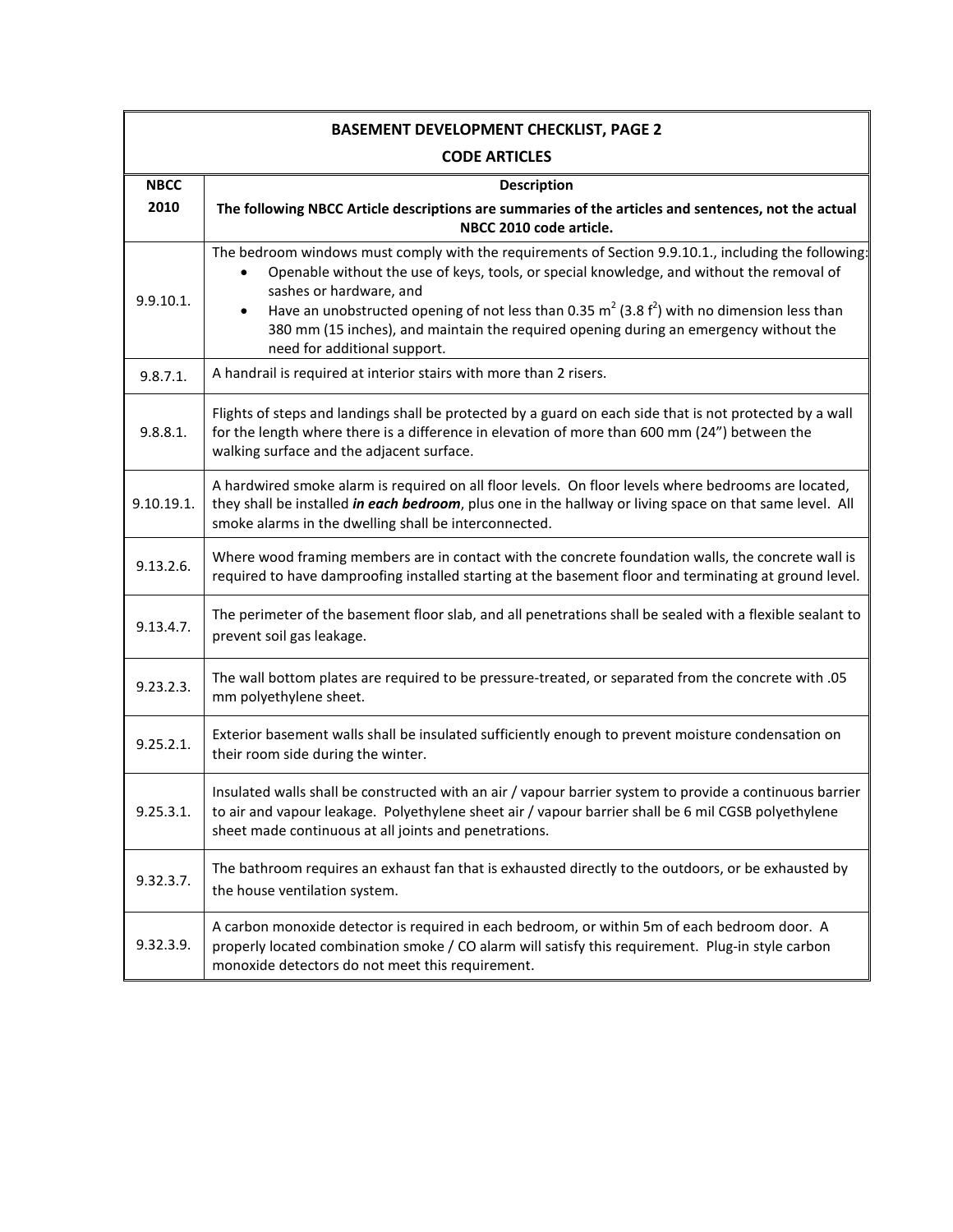## BASEMENT DEVELOPMENT CHECKLIST, PAGE 2

## CODE ARTICLES

| NBCC 2010 | Description<br>**The following NBCC Article descriptions are summaries of the articles and sentences, not the actual NBCC 2010 code article.** |
|---|---|
| 9.9.10.1. | The bedroom windows must comply with the requirements of Section 9.9.10.1., including the following:<br>• Openable without the use of keys, tools, or special knowledge, and without the removal of sashes or hardware, and<br>• Have an unobstructed opening of not less than 0.35 $m^2$ (3.8 $f^2$) with no dimension less than 380 mm (15 inches), and maintain the required opening during an emergency without the need for additional support. |
| 9.8.7.1. | A handrail is required at interior stairs with more than 2 risers. |
| 9.8.8.1. | Flights of steps and landings shall be protected by a guard on each side that is not protected by a wall for the length where there is a difference in elevation of more than 600 mm (24") between the walking surface and the adjacent surface. |
| 9.10.19.1. | A hardwired smoke alarm is required on all floor levels. On floor levels where bedrooms are located, they shall be installed ***in each bedroom***, plus one in the hallway or living space on that same level. All smoke alarms in the dwelling shall be interconnected. |
| 9.13.2.6. | Where wood framing members are in contact with the concrete foundation walls, the concrete wall is required to have dampproofing installed starting at the basement floor and terminating at ground level. |
| 9.13.4.7. | The perimeter of the basement floor slab, and all penetrations shall be sealed with a flexible sealant to prevent soil gas leakage. |
| 9.23.2.3. | The wall bottom plates are required to be pressure-treated, or separated from the concrete with .05 mm polyethylene sheet. |
| 9.25.2.1. | Exterior basement walls shall be insulated sufficiently enough to prevent moisture condensation on their room side during the winter. |
| 9.25.3.1. | Insulated walls shall be constructed with an air / vapour barrier system to provide a continuous barrier to air and vapour leakage. Polyethylene sheet air / vapour barrier shall be 6 mil CGSB polyethylene sheet made continuous at all joints and penetrations. |
| 9.32.3.7. | The bathroom requires an exhaust fan that is exhausted directly to the outdoors, or be exhausted by the house ventilation system. |
| 9.32.3.9. | A carbon monoxide detector is required in each bedroom, or within 5m of each bedroom door. A properly located combination smoke / CO alarm will satisfy this requirement. Plug-in style carbon monoxide detectors do not meet this requirement. |